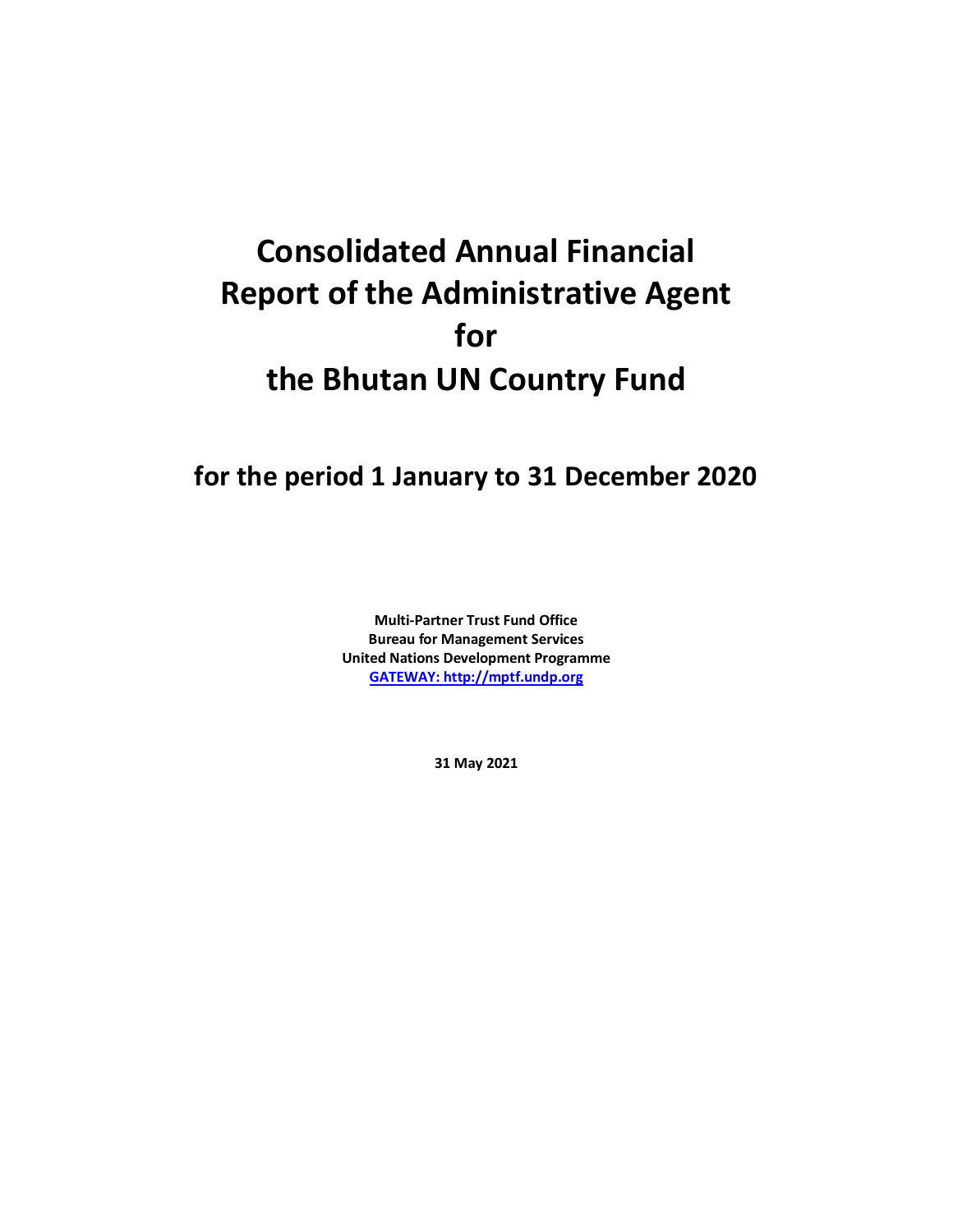# Consolidated Annual Financial Report of the Administrative Agent for the Bhutan UN Country Fund

## for the period 1 January to 31 December 2020

**Multi-Partner Trust Fund Office**
**Bureau for Management Services**
**United Nations Development Programme**
**[GATEWAY: http://mptf.undp.org](http://mptf.undp.org)**

**31 May 2021**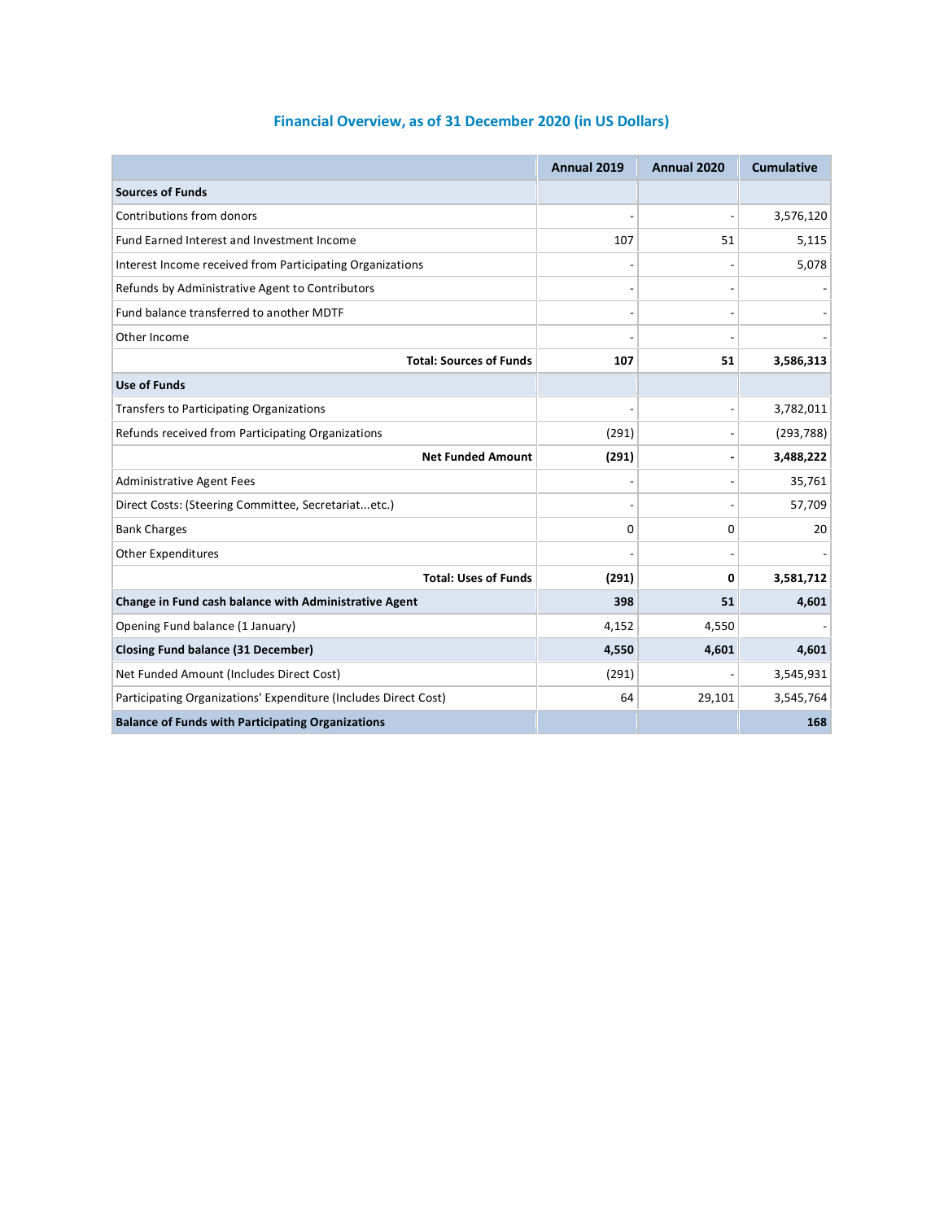## Financial Overview, as of 31 December 2020 (in US Dollars)

| | Annual 2019 | Annual 2020 | Cumulative |
|---|---|---|---|
| **Sources of Funds** | | | |
| Contributions from donors | - | - | 3,576,120 |
| Fund Earned Interest and Investment Income | 107 | 51 | 5,115 |
| Interest Income received from Participating Organizations | - | - | 5,078 |
| Refunds by Administrative Agent to Contributors | - | - | - |
| Fund balance transferred to another MDTF | - | - | - |
| Other Income | - | - | - |
| **Total: Sources of Funds** | **107** | **51** | **3,586,313** |
| **Use of Funds** | | | |
| Transfers to Participating Organizations | - | - | 3,782,011 |
| Refunds received from Participating Organizations | (291) | - | (293,788) |
| **Net Funded Amount** | **(291)** | **-** | **3,488,222** |
| Administrative Agent Fees | - | - | 35,761 |
| Direct Costs: (Steering Committee, Secretariat...etc.) | - | - | 57,709 |
| Bank Charges | 0 | 0 | 20 |
| Other Expenditures | - | - | - |
| **Total: Uses of Funds** | **(291)** | **0** | **3,581,712** |
| **Change in Fund cash balance with Administrative Agent** | **398** | **51** | **4,601** |
| Opening Fund balance (1 January) | 4,152 | 4,550 | - |
| **Closing Fund balance (31 December)** | **4,550** | **4,601** | **4,601** |
| Net Funded Amount (Includes Direct Cost) | (291) | - | 3,545,931 |
| Participating Organizations' Expenditure (Includes Direct Cost) | 64 | 29,101 | 3,545,764 |
| **Balance of Funds with Participating Organizations** | | | **168** |